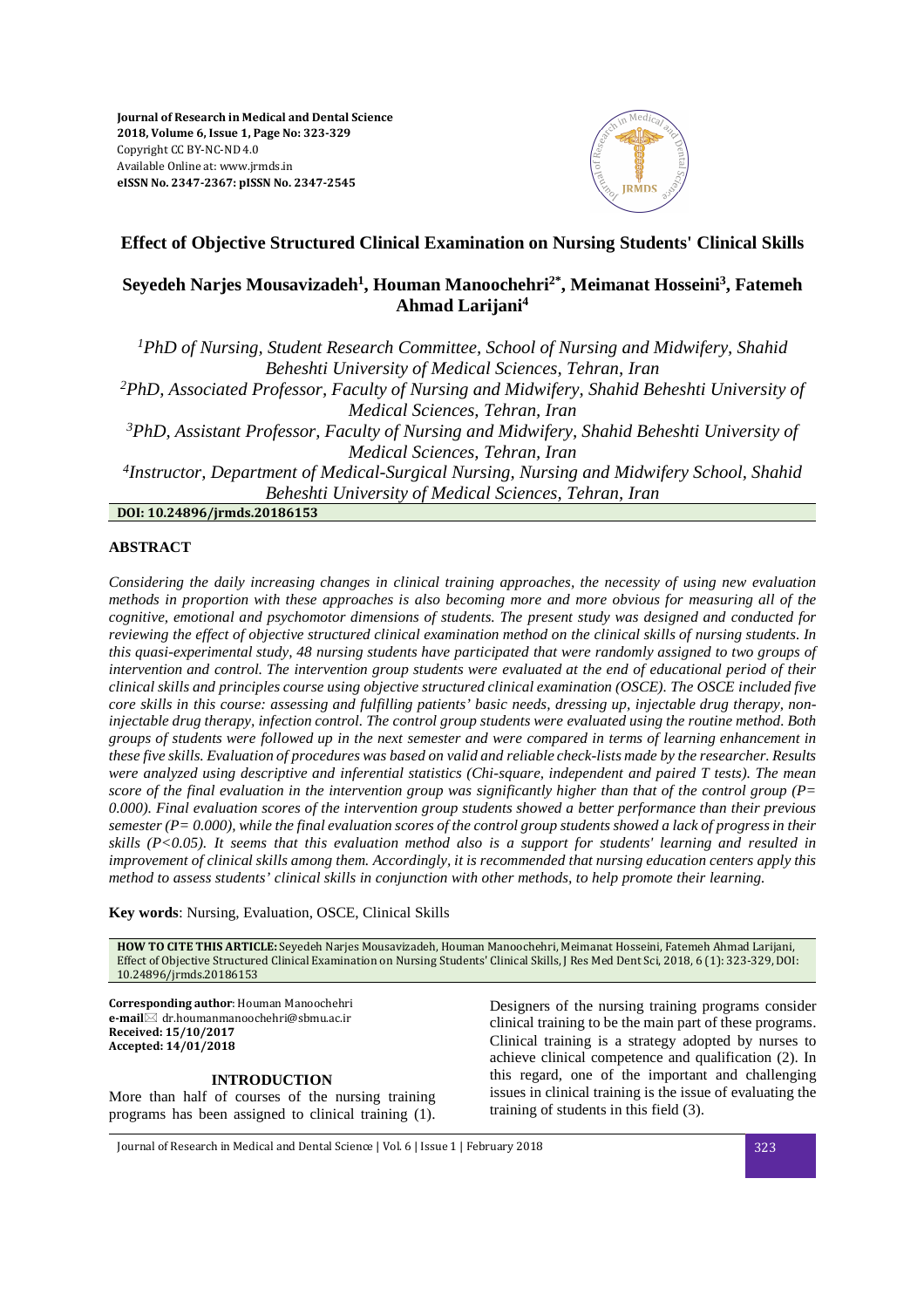# Effect of Objective Structured Clinical Examination on Nursing Students' Clinical Skills

**Seyedeh Narjes Mousavizadeh[1], Houman Manoochehri[2*], Meimanat Hosseini[3], Fatemeh Ahmad Larijani[4]**

*[1]PhD of Nursing, Student Research Committee, School of Nursing and Midwifery, Shahid Beheshti University of Medical Sciences, Tehran, Iran*

*[2]PhD, Associated Professor, Faculty of Nursing and Midwifery, Shahid Beheshti University of Medical Sciences, Tehran, Iran*

*[3]PhD, Assistant Professor, Faculty of Nursing and Midwifery, Shahid Beheshti University of Medical Sciences, Tehran, Iran*

*[4]Instructor, Department of Medical-Surgical Nursing, Nursing and Midwifery School, Shahid Beheshti University of Medical Sciences, Tehran, Iran*

**DOI: 10.24896/jrmds.20186153**

## ABSTRACT

*Considering the daily increasing changes in clinical training approaches, the necessity of using new evaluation methods in proportion with these approaches is also becoming more and more obvious for measuring all of the cognitive, emotional and psychomotor dimensions of students. The present study was designed and conducted for reviewing the effect of objective structured clinical examination method on the clinical skills of nursing students. In this quasi-experimental study, 48 nursing students have participated that were randomly assigned to two groups of intervention and control. The intervention group students were evaluated at the end of educational period of their clinical skills and principles course using objective structured clinical examination (OSCE). The OSCE included five core skills in this course: assessing and fulfilling patients' basic needs, dressing up, injectable drug therapy, non-injectable drug therapy, infection control. The control group students were evaluated using the routine method. Both groups of students were followed up in the next semester and were compared in terms of learning enhancement in these five skills. Evaluation of procedures was based on valid and reliable check-lists made by the researcher. Results were analyzed using descriptive and inferential statistics (Chi-square, independent and paired T tests). The mean score of the final evaluation in the intervention group was significantly higher than that of the control group ($P= 0.000$). Final evaluation scores of the intervention group students showed a better performance than their previous semester ($P= 0.000$), while the final evaluation scores of the control group students showed a lack of progress in their skills ($P<0.05$). It seems that this evaluation method also is a support for students' learning and resulted in improvement of clinical skills among them. Accordingly, it is recommended that nursing education centers apply this method to assess students' clinical skills in conjunction with other methods, to help promote their learning.*

**Key words**: Nursing, Evaluation, OSCE, Clinical Skills

**HOW TO CITE THIS ARTICLE:** Seyedeh Narjes Mousavizadeh, Houman Manoochehri, Meimanat Hosseini, Fatemeh Ahmad Larijani, Effect of Objective Structured Clinical Examination on Nursing Students' Clinical Skills, J Res Med Dent Sci, 2018, 6 (1): 323-329, DOI: 10.24896/jrmds.20186153

**Corresponding author**: Houman Manoochehri
**e-mail** dr.houmanmanoochehri@sbmu.ac.ir
**Received: 15/10/2017**
**Accepted: 14/01/2018**

## INTRODUCTION

More than half of courses of the nursing training programs has been assigned to clinical training (1). Designers of the nursing training programs consider clinical training to be the main part of these programs. Clinical training is a strategy adopted by nurses to achieve clinical competence and qualification (2). In this regard, one of the important and challenging issues in clinical training is the issue of evaluating the training of students in this field (3).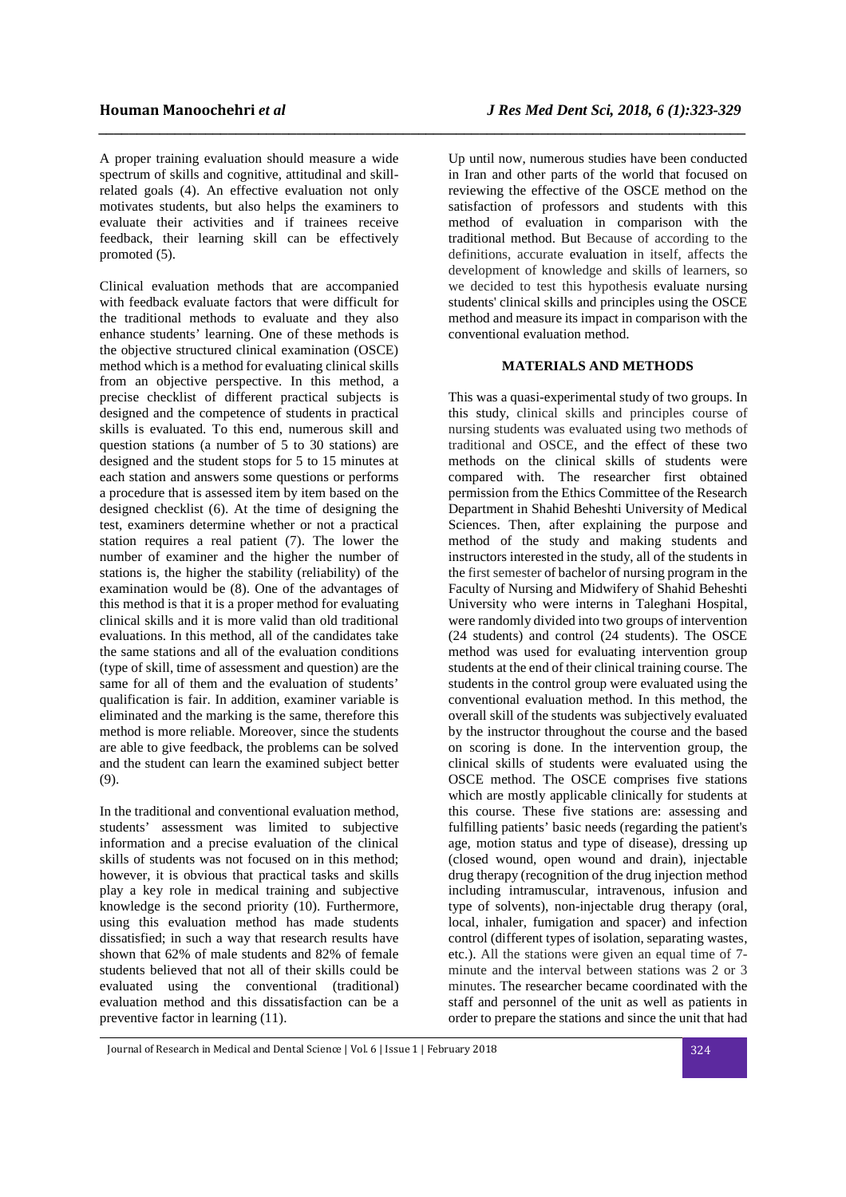A proper training evaluation should measure a wide spectrum of skills and cognitive, attitudinal and skill-related goals (4). An effective evaluation not only motivates students, but also helps the examiners to evaluate their activities and if trainees receive feedback, their learning skill can be effectively promoted (5).

Clinical evaluation methods that are accompanied with feedback evaluate factors that were difficult for the traditional methods to evaluate and they also enhance students' learning. One of these methods is the objective structured clinical examination (OSCE) method which is a method for evaluating clinical skills from an objective perspective. In this method, a precise checklist of different practical subjects is designed and the competence of students in practical skills is evaluated. To this end, numerous skill and question stations (a number of 5 to 30 stations) are designed and the student stops for 5 to 15 minutes at each station and answers some questions or performs a procedure that is assessed item by item based on the designed checklist (6). At the time of designing the test, examiners determine whether or not a practical station requires a real patient (7). The lower the number of examiner and the higher the number of stations is, the higher the stability (reliability) of the examination would be (8). One of the advantages of this method is that it is a proper method for evaluating clinical skills and it is more valid than old traditional evaluations. In this method, all of the candidates take the same stations and all of the evaluation conditions (type of skill, time of assessment and question) are the same for all of them and the evaluation of students' qualification is fair. In addition, examiner variable is eliminated and the marking is the same, therefore this method is more reliable. Moreover, since the students are able to give feedback, the problems can be solved and the student can learn the examined subject better (9).

In the traditional and conventional evaluation method, students' assessment was limited to subjective information and a precise evaluation of the clinical skills of students was not focused on in this method; however, it is obvious that practical tasks and skills play a key role in medical training and subjective knowledge is the second priority (10). Furthermore, using this evaluation method has made students dissatisfied; in such a way that research results have shown that 62% of male students and 82% of female students believed that not all of their skills could be evaluated using the conventional (traditional) evaluation method and this dissatisfaction can be a preventive factor in learning (11).

Up until now, numerous studies have been conducted in Iran and other parts of the world that focused on reviewing the effective of the OSCE method on the satisfaction of professors and students with this method of evaluation in comparison with the traditional method. But Because of according to the definitions, accurate evaluation in itself, affects the development of knowledge and skills of learners, so we decided to test this hypothesis evaluate nursing students' clinical skills and principles using the OSCE method and measure its impact in comparison with the conventional evaluation method.

## MATERIALS AND METHODS

This was a quasi-experimental study of two groups. In this study, clinical skills and principles course of nursing students was evaluated using two methods of traditional and OSCE, and the effect of these two methods on the clinical skills of students were compared with. The researcher first obtained permission from the Ethics Committee of the Research Department in Shahid Beheshti University of Medical Sciences. Then, after explaining the purpose and method of the study and making students and instructors interested in the study, all of the students in the first semester of bachelor of nursing program in the Faculty of Nursing and Midwifery of Shahid Beheshti University who were interns in Taleghani Hospital, were randomly divided into two groups of intervention (24 students) and control (24 students). The OSCE method was used for evaluating intervention group students at the end of their clinical training course. The students in the control group were evaluated using the conventional evaluation method. In this method, the overall skill of the students was subjectively evaluated by the instructor throughout the course and the based on scoring is done. In the intervention group, the clinical skills of students were evaluated using the OSCE method. The OSCE comprises five stations which are mostly applicable clinically for students at this course. These five stations are: assessing and fulfilling patients' basic needs (regarding the patient's age, motion status and type of disease), dressing up (closed wound, open wound and drain), injectable drug therapy (recognition of the drug injection method including intramuscular, intravenous, infusion and type of solvents), non-injectable drug therapy (oral, local, inhaler, fumigation and spacer) and infection control (different types of isolation, separating wastes, etc.). All the stations were given an equal time of 7-minute and the interval between stations was 2 or 3 minutes. The researcher became coordinated with the staff and personnel of the unit as well as patients in order to prepare the stations and since the unit that had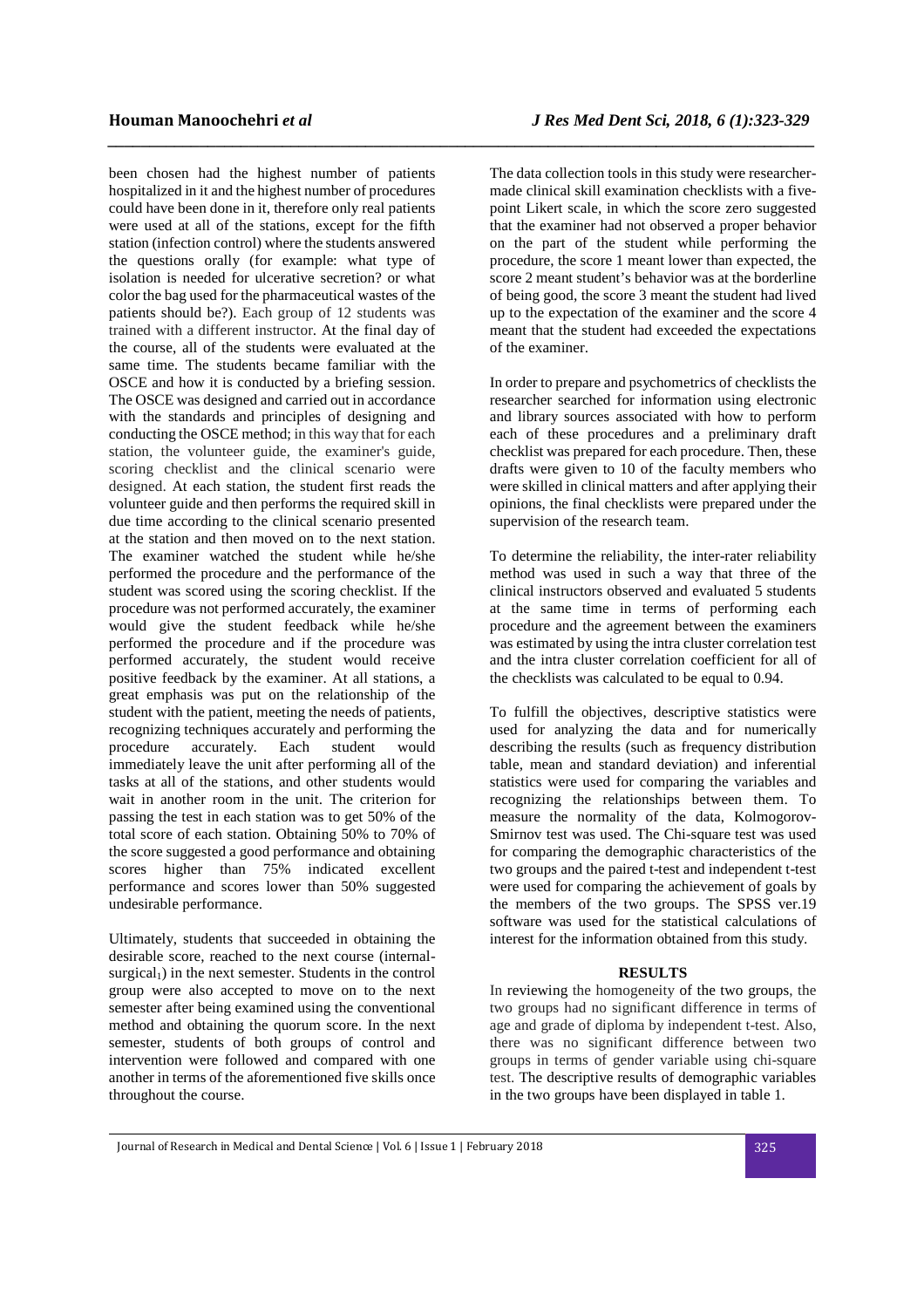been chosen had the highest number of patients hospitalized in it and the highest number of procedures could have been done in it, therefore only real patients were used at all of the stations, except for the fifth station (infection control) where the students answered the questions orally (for example: what type of isolation is needed for ulcerative secretion? or what color the bag used for the pharmaceutical wastes of the patients should be?). Each group of 12 students was trained with a different instructor. At the final day of the course, all of the students were evaluated at the same time. The students became familiar with the OSCE and how it is conducted by a briefing session. The OSCE was designed and carried out in accordance with the standards and principles of designing and conducting the OSCE method; in this way that for each station, the volunteer guide, the examiner's guide, scoring checklist and the clinical scenario were designed. At each station, the student first reads the volunteer guide and then performs the required skill in due time according to the clinical scenario presented at the station and then moved on to the next station. The examiner watched the student while he/she performed the procedure and the performance of the student was scored using the scoring checklist. If the procedure was not performed accurately, the examiner would give the student feedback while he/she performed the procedure and if the procedure was performed accurately, the student would receive positive feedback by the examiner. At all stations, a great emphasis was put on the relationship of the student with the patient, meeting the needs of patients, recognizing techniques accurately and performing the procedure accurately. Each student would immediately leave the unit after performing all of the tasks at all of the stations, and other students would wait in another room in the unit. The criterion for passing the test in each station was to get 50% of the total score of each station. Obtaining 50% to 70% of the score suggested a good performance and obtaining scores higher than 75% indicated excellent performance and scores lower than 50% suggested undesirable performance.

Ultimately, students that succeeded in obtaining the desirable score, reached to the next course (internal-surgical$_1$) in the next semester. Students in the control group were also accepted to move on to the next semester after being examined using the conventional method and obtaining the quorum score. In the next semester, students of both groups of control and intervention were followed and compared with one another in terms of the aforementioned five skills once throughout the course.

The data collection tools in this study were researcher-made clinical skill examination checklists with a five-point Likert scale, in which the score zero suggested that the examiner had not observed a proper behavior on the part of the student while performing the procedure, the score 1 meant lower than expected, the score 2 meant student's behavior was at the borderline of being good, the score 3 meant the student had lived up to the expectation of the examiner and the score 4 meant that the student had exceeded the expectations of the examiner.

In order to prepare and psychometrics of checklists the researcher searched for information using electronic and library sources associated with how to perform each of these procedures and a preliminary draft checklist was prepared for each procedure. Then, these drafts were given to 10 of the faculty members who were skilled in clinical matters and after applying their opinions, the final checklists were prepared under the supervision of the research team.

To determine the reliability, the inter-rater reliability method was used in such a way that three of the clinical instructors observed and evaluated 5 students at the same time in terms of performing each procedure and the agreement between the examiners was estimated by using the intra cluster correlation test and the intra cluster correlation coefficient for all of the checklists was calculated to be equal to 0.94.

To fulfill the objectives, descriptive statistics were used for analyzing the data and for numerically describing the results (such as frequency distribution table, mean and standard deviation) and inferential statistics were used for comparing the variables and recognizing the relationships between them. To measure the normality of the data, Kolmogorov-Smirnov test was used. The Chi-square test was used for comparing the demographic characteristics of the two groups and the paired t-test and independent t-test were used for comparing the achievement of goals by the members of the two groups. The SPSS ver.19 software was used for the statistical calculations of interest for the information obtained from this study.

## RESULTS

In reviewing the homogeneity of the two groups, the two groups had no significant difference in terms of age and grade of diploma by independent t-test. Also, there was no significant difference between two groups in terms of gender variable using chi-square test. The descriptive results of demographic variables in the two groups have been displayed in table 1.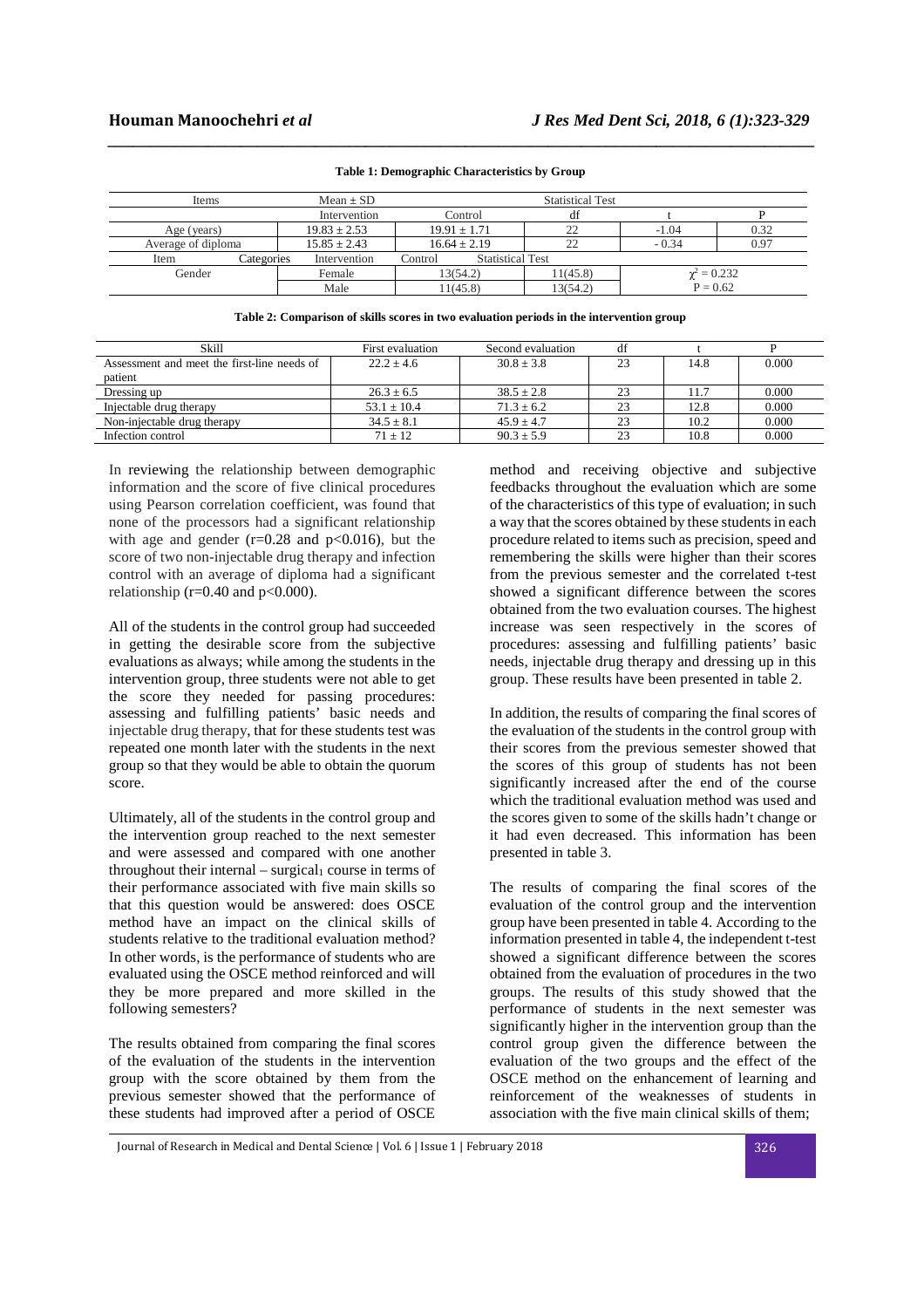**Table 1: Demographic Characteristics by Group**

| Items | Mean ± SD | | Statistical Test | | |
|---|---|---|---|---|---|
| | Intervention | Control | df | t | P |
| Age (years) | 19.83 ± 2.53 | 19.91 ± 1.71 | 22 | -1.04 | 0.32 |
| Average of diploma | 15.85 ± 2.43 | 16.64 ± 2.19 | 22 | - 0.34 | 0.97 |
| Item | Categories | Intervention | Control | Statistical Test | |
| Gender | Female | 13(54.2) | 11(45.8) | $\chi^2 = 0.232$ | |
| | Male | 11(45.8) | 13(54.2) | P = 0.62 | |

**Table 2: Comparison of skills scores in two evaluation periods in the intervention group**

| Skill | First evaluation | Second evaluation | df | t | P |
|---|---|---|---|---|---|
| Assessment and meet the first-line needs of patient | 22.2 ± 4.6 | 30.8 ± 3.8 | 23 | 14.8 | 0.000 |
| Dressing up | 26.3 ± 6.5 | 38.5 ± 2.8 | 23 | 11.7 | 0.000 |
| Injectable drug therapy | 53.1 ± 10.4 | 71.3 ± 6.2 | 23 | 12.8 | 0.000 |
| Non-injectable drug therapy | 34.5 ± 8.1 | 45.9 ± 4.7 | 23 | 10.2 | 0.000 |
| Infection control | 71 ± 12 | 90.3 ± 5.9 | 23 | 10.8 | 0.000 |

In reviewing the relationship between demographic information and the score of five clinical procedures using Pearson correlation coefficient, was found that none of the processors had a significant relationship with age and gender ($r=0.28$ and $p<0.016$), but the score of two non-injectable drug therapy and infection control with an average of diploma had a significant relationship ($r=0.40$ and $p<0.000$).

All of the students in the control group had succeeded in getting the desirable score from the subjective evaluations as always; while among the students in the intervention group, three students were not able to get the score they needed for passing procedures: assessing and fulfilling patients' basic needs and injectable drug therapy, that for these students test was repeated one month later with the students in the next group so that they would be able to obtain the quorum score.

Ultimately, all of the students in the control group and the intervention group reached to the next semester and were assessed and compared with one another throughout their internal – surgical$_1$ course in terms of their performance associated with five main skills so that this question would be answered: does OSCE method have an impact on the clinical skills of students relative to the traditional evaluation method? In other words, is the performance of students who are evaluated using the OSCE method reinforced and will they be more prepared and more skilled in the following semesters?

The results obtained from comparing the final scores of the evaluation of the students in the intervention group with the score obtained by them from the previous semester showed that the performance of these students had improved after a period of OSCE method and receiving objective and subjective feedbacks throughout the evaluation which are some of the characteristics of this type of evaluation; in such a way that the scores obtained by these students in each procedure related to items such as precision, speed and remembering the skills were higher than their scores from the previous semester and the correlated t-test showed a significant difference between the scores obtained from the two evaluation courses. The highest increase was seen respectively in the scores of procedures: assessing and fulfilling patients' basic needs, injectable drug therapy and dressing up in this group. These results have been presented in table 2.

In addition, the results of comparing the final scores of the evaluation of the students in the control group with their scores from the previous semester showed that the scores of this group of students has not been significantly increased after the end of the course which the traditional evaluation method was used and the scores given to some of the skills hadn't change or it had even decreased. This information has been presented in table 3.

The results of comparing the final scores of the evaluation of the control group and the intervention group have been presented in table 4. According to the information presented in table 4, the independent t-test showed a significant difference between the scores obtained from the evaluation of procedures in the two groups. The results of this study showed that the performance of students in the next semester was significantly higher in the intervention group than the control group given the difference between the evaluation of the two groups and the effect of the OSCE method on the enhancement of learning and reinforcement of the weaknesses of students in association with the five main clinical skills of them;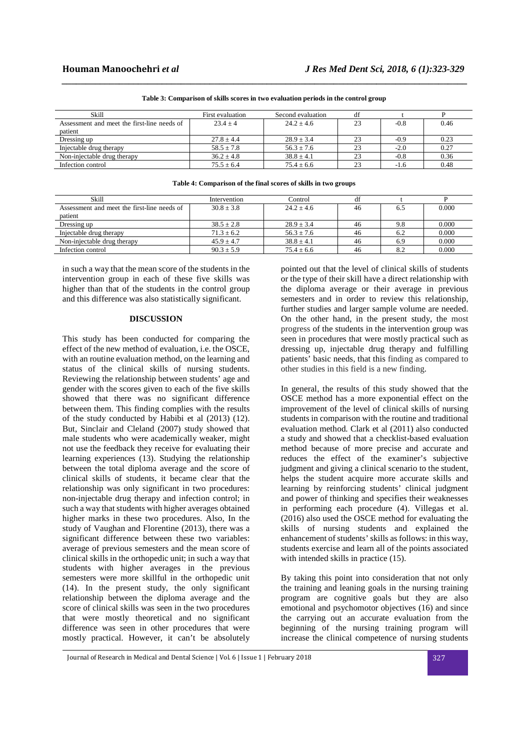**Table 3: Comparison of skills scores in two evaluation periods in the control group**

| Skill | First evaluation | Second evaluation | df | t | P |
|---|---|---|---|---|---|
| Assessment and meet the first-line needs of patient | 23.4 ± 4 | 24.2 ± 4.6 | 23 | -0.8 | 0.46 |
| Dressing up | 27.8 ± 4.4 | 28.9 ± 3.4 | 23 | -0.9 | 0.23 |
| Injectable drug therapy | 58.5 ± 7.8 | 56.3 ± 7.6 | 23 | -2.0 | 0.27 |
| Non-injectable drug therapy | 36.2 ± 4.8 | 38.8 ± 4.1 | 23 | -0.8 | 0.36 |
| Infection control | 75.5 ± 6.4 | 75.4 ± 6.6 | 23 | -1.6 | 0.48 |

**Table 4: Comparison of the final scores of skills in two groups**

| Skill | Intervention | Control | df | t | P |
|---|---|---|---|---|---|
| Assessment and meet the first-line needs of patient | 30.8 ± 3.8 | 24.2 ± 4.6 | 46 | 6.5 | 0.000 |
| Dressing up | 38.5 ± 2.8 | 28.9 ± 3.4 | 46 | 9.8 | 0.000 |
| Injectable drug therapy | 71.3 ± 6.2 | 56.3 ± 7.6 | 46 | 6.2 | 0.000 |
| Non-injectable drug therapy | 45.9 ± 4.7 | 38.8 ± 4.1 | 46 | 6.9 | 0.000 |
| Infection control | 90.3 ± 5.9 | 75.4 ± 6.6 | 46 | 8.2 | 0.000 |

in such a way that the mean score of the students in the intervention group in each of these five skills was higher than that of the students in the control group and this difference was also statistically significant.

## DISCUSSION

This study has been conducted for comparing the effect of the new method of evaluation, i.e. the OSCE, with an routine evaluation method, on the learning and status of the clinical skills of nursing students. Reviewing the relationship between students' age and gender with the scores given to each of the five skills showed that there was no significant difference between them. This finding complies with the results of the study conducted by Habibi et al (2013) (12). But, Sinclair and Cleland (2007) study showed that male students who were academically weaker, might not use the feedback they receive for evaluating their learning experiences (13). Studying the relationship between the total diploma average and the score of clinical skills of students, it became clear that the relationship was only significant in two procedures: non-injectable drug therapy and infection control; in such a way that students with higher averages obtained higher marks in these two procedures. Also, In the study of Vaughan and Florentine (2013), there was a significant difference between these two variables: average of previous semesters and the mean score of clinical skills in the orthopedic unit; in such a way that students with higher averages in the previous semesters were more skillful in the orthopedic unit (14). In the present study, the only significant relationship between the diploma average and the score of clinical skills was seen in the two procedures that were mostly theoretical and no significant difference was seen in other procedures that were mostly practical. However, it can't be absolutely pointed out that the level of clinical skills of students or the type of their skill have a direct relationship with the diploma average or their average in previous semesters and in order to review this relationship, further studies and larger sample volume are needed. On the other hand, in the present study, the most progress of the students in the intervention group was seen in procedures that were mostly practical such as dressing up, injectable drug therapy and fulfilling patients' basic needs, that this finding as compared to other studies in this field is a new finding.

In general, the results of this study showed that the OSCE method has a more exponential effect on the improvement of the level of clinical skills of nursing students in comparison with the routine and traditional evaluation method. Clark et al (2011) also conducted a study and showed that a checklist-based evaluation method because of more precise and accurate and reduces the effect of the examiner's subjective judgment and giving a clinical scenario to the student, helps the student acquire more accurate skills and learning by reinforcing students' clinical judgment and power of thinking and specifies their weaknesses in performing each procedure (4). Villegas et al. (2016) also used the OSCE method for evaluating the skills of nursing students and explained the enhancement of students' skills as follows: in this way, students exercise and learn all of the points associated with intended skills in practice (15).

By taking this point into consideration that not only the training and leaning goals in the nursing training program are cognitive goals but they are also emotional and psychomotor objectives (16) and since the carrying out an accurate evaluation from the beginning of the nursing training program will increase the clinical competence of nursing students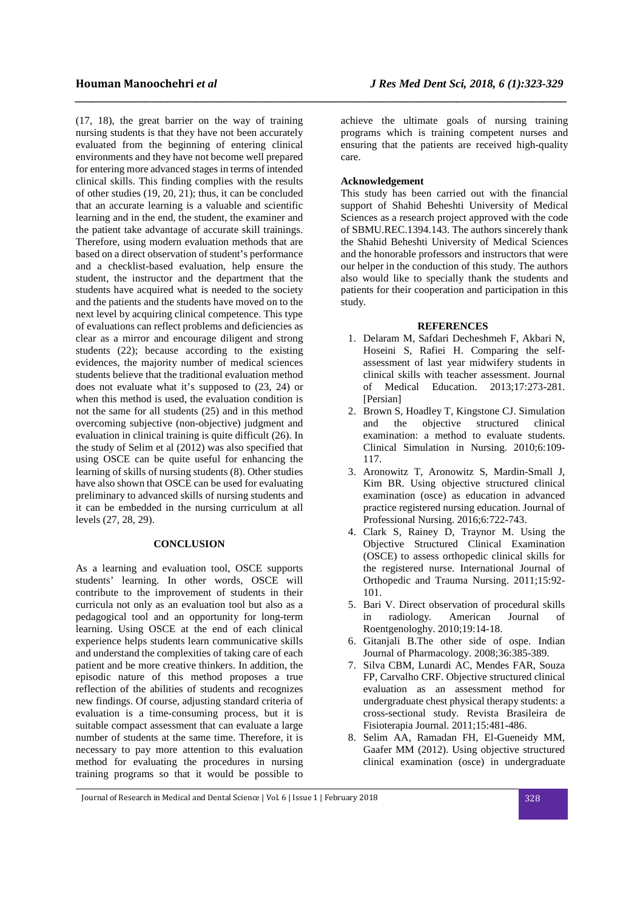(17, 18), the great barrier on the way of training nursing students is that they have not been accurately evaluated from the beginning of entering clinical environments and they have not become well prepared for entering more advanced stages in terms of intended clinical skills. This finding complies with the results of other studies (19, 20, 21); thus, it can be concluded that an accurate learning is a valuable and scientific learning and in the end, the student, the examiner and the patient take advantage of accurate skill trainings. Therefore, using modern evaluation methods that are based on a direct observation of student's performance and a checklist-based evaluation, help ensure the student, the instructor and the department that the students have acquired what is needed to the society and the patients and the students have moved on to the next level by acquiring clinical competence. This type of evaluations can reflect problems and deficiencies as clear as a mirror and encourage diligent and strong students (22); because according to the existing evidences, the majority number of medical sciences students believe that the traditional evaluation method does not evaluate what it's supposed to (23, 24) or when this method is used, the evaluation condition is not the same for all students (25) and in this method overcoming subjective (non-objective) judgment and evaluation in clinical training is quite difficult (26). In the study of Selim et al (2012) was also specified that using OSCE can be quite useful for enhancing the learning of skills of nursing students (8). Other studies have also shown that OSCE can be used for evaluating preliminary to advanced skills of nursing students and it can be embedded in the nursing curriculum at all levels (27, 28, 29).

## CONCLUSION

As a learning and evaluation tool, OSCE supports students' learning. In other words, OSCE will contribute to the improvement of students in their curricula not only as an evaluation tool but also as a pedagogical tool and an opportunity for long-term learning. Using OSCE at the end of each clinical experience helps students learn communicative skills and understand the complexities of taking care of each patient and be more creative thinkers. In addition, the episodic nature of this method proposes a true reflection of the abilities of students and recognizes new findings. Of course, adjusting standard criteria of evaluation is a time-consuming process, but it is suitable compact assessment that can evaluate a large number of students at the same time. Therefore, it is necessary to pay more attention to this evaluation method for evaluating the procedures in nursing training programs so that it would be possible to achieve the ultimate goals of nursing training programs which is training competent nurses and ensuring that the patients are received high-quality care.

### Acknowledgement

This study has been carried out with the financial support of Shahid Beheshti University of Medical Sciences as a research project approved with the code of SBMU.REC.1394.143. The authors sincerely thank the Shahid Beheshti University of Medical Sciences and the honorable professors and instructors that were our helper in the conduction of this study. The authors also would like to specially thank the students and patients for their cooperation and participation in this study.

## REFERENCES

1. Delaram M, Safdari Decheshmeh F, Akbari N, Hoseini S, Rafiei H. Comparing the self-assessment of last year midwifery students in clinical skills with teacher assessment. Journal of Medical Education. 2013;17:273-281. [Persian]
2. Brown S, Hoadley T, Kingstone CJ. Simulation and the objective structured clinical examination: a method to evaluate students. Clinical Simulation in Nursing. 2010;6:109-117.
3. Aronowitz T, Aronowitz S, Mardin-Small J, Kim BR. Using objective structured clinical examination (osce) as education in advanced practice registered nursing education. Journal of Professional Nursing. 2016;6:722-743.
4. Clark S, Rainey D, Traynor M. Using the Objective Structured Clinical Examination (OSCE) to assess orthopedic clinical skills for the registered nurse. International Journal of Orthopedic and Trauma Nursing. 2011;15:92-101.
5. Bari V. Direct observation of procedural skills in radiology. American Journal of Roentgenologhy. 2010;19:14-18.
6. Gitanjali B.The other side of ospe. Indian Journal of Pharmacology. 2008;36:385-389.
7. Silva CBM, Lunardi AC, Mendes FAR, Souza FP, Carvalho CRF. Objective structured clinical evaluation as an assessment method for undergraduate chest physical therapy students: a cross-sectional study. Revista Brasileira de Fisioterapia Journal. 2011;15:481-486.
8. Selim AA, Ramadan FH, El-Gueneidy MM, Gaafer MM (2012). Using objective structured clinical examination (osce) in undergraduate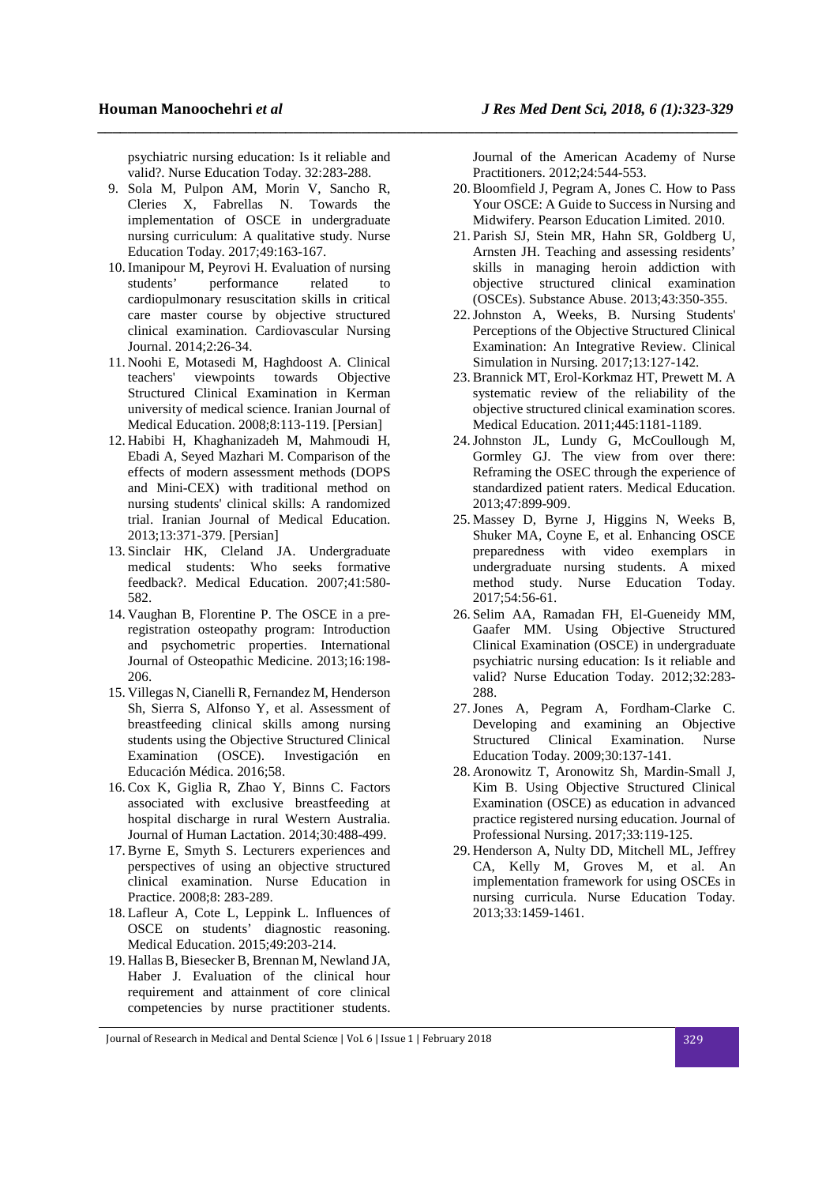psychiatric nursing education: Is it reliable and valid?. Nurse Education Today. 32:283-288.

9. Sola M, Pulpon AM, Morin V, Sancho R, Cleries X, Fabrellas N. Towards the implementation of OSCE in undergraduate nursing curriculum: A qualitative study. Nurse Education Today. 2017;49:163-167.
10. Imanipour M, Peyrovi H. Evaluation of nursing students' performance related to cardiopulmonary resuscitation skills in critical care master course by objective structured clinical examination. Cardiovascular Nursing Journal. 2014;2:26-34.
11. Noohi E, Motasedi M, Haghdoost A. Clinical teachers' viewpoints towards Objective Structured Clinical Examination in Kerman university of medical science. Iranian Journal of Medical Education. 2008;8:113-119. [Persian]
12. Habibi H, Khaghanizadeh M, Mahmoudi H, Ebadi A, Seyed Mazhari M. Comparison of the effects of modern assessment methods (DOPS and Mini-CEX) with traditional method on nursing students' clinical skills: A randomized trial. Iranian Journal of Medical Education. 2013;13:371-379. [Persian]
13. Sinclair HK, Cleland JA. Undergraduate medical students: Who seeks formative feedback?. Medical Education. 2007;41:580-582.
14. Vaughan B, Florentine P. The OSCE in a pre-registration osteopathy program: Introduction and psychometric properties. International Journal of Osteopathic Medicine. 2013;16:198-206.
15. Villegas N, Cianelli R, Fernandez M, Henderson Sh, Sierra S, Alfonso Y, et al. Assessment of breastfeeding clinical skills among nursing students using the Objective Structured Clinical Examination (OSCE). Investigación en Educación Médica. 2016;58.
16. Cox K, Giglia R, Zhao Y, Binns C. Factors associated with exclusive breastfeeding at hospital discharge in rural Western Australia. Journal of Human Lactation. 2014;30:488-499.
17. Byrne E, Smyth S. Lecturers experiences and perspectives of using an objective structured clinical examination. Nurse Education in Practice. 2008;8: 283-289.
18. Lafleur A, Cote L, Leppink L. Influences of OSCE on students' diagnostic reasoning. Medical Education. 2015;49:203-214.
19. Hallas B, Biesecker B, Brennan M, Newland JA, Haber J. Evaluation of the clinical hour requirement and attainment of core clinical competencies by nurse practitioner students. Journal of the American Academy of Nurse Practitioners. 2012;24:544-553.
20. Bloomfield J, Pegram A, Jones C. How to Pass Your OSCE: A Guide to Success in Nursing and Midwifery. Pearson Education Limited. 2010.
21. Parish SJ, Stein MR, Hahn SR, Goldberg U, Arnsten JH. Teaching and assessing residents' skills in managing heroin addiction with objective structured clinical examination (OSCEs). Substance Abuse. 2013;43:350-355.
22. Johnston A, Weeks, B. Nursing Students' Perceptions of the Objective Structured Clinical Examination: An Integrative Review. Clinical Simulation in Nursing. 2017;13:127-142.
23. Brannick MT, Erol-Korkmaz HT, Prewett M. A systematic review of the reliability of the objective structured clinical examination scores. Medical Education. 2011;445:1181-1189.
24. Johnston JL, Lundy G, McCoullough M, Gormley GJ. The view from over there: Reframing the OSEC through the experience of standardized patient raters. Medical Education. 2013;47:899-909.
25. Massey D, Byrne J, Higgins N, Weeks B, Shuker MA, Coyne E, et al. Enhancing OSCE preparedness with video exemplars in undergraduate nursing students. A mixed method study. Nurse Education Today. 2017;54:56-61.
26. Selim AA, Ramadan FH, El-Gueneidy MM, Gaafer MM. Using Objective Structured Clinical Examination (OSCE) in undergraduate psychiatric nursing education: Is it reliable and valid? Nurse Education Today. 2012;32:283-288.
27. Jones A, Pegram A, Fordham-Clarke C. Developing and examining an Objective Structured Clinical Examination. Nurse Education Today. 2009;30:137-141.
28. Aronowitz T, Aronowitz Sh, Mardin-Small J, Kim B. Using Objective Structured Clinical Examination (OSCE) as education in advanced practice registered nursing education. Journal of Professional Nursing. 2017;33:119-125.
29. Henderson A, Nulty DD, Mitchell ML, Jeffrey CA, Kelly M, Groves M, et al. An implementation framework for using OSCEs in nursing curricula. Nurse Education Today. 2013;33:1459-1461.